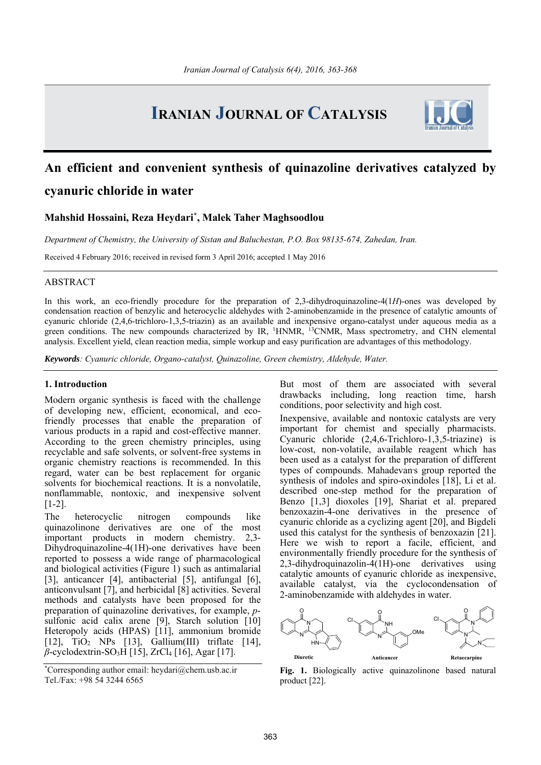# An efficient and convenient synthesis of quinazoline derivatives catalyzed by cyanuric chloride in water

**Mahshid Hossaini, Reza Heydari*, Malek Taher Maghsoodlou**

*Department of Chemistry, the University of Sistan and Baluchestan, P.O. Box 98135-674, Zahedan, Iran.*

Received 4 February 2016; received in revised form 3 April 2016; accepted 1 May 2016

## ABSTRACT

In this work, an eco-friendly procedure for the preparation of 2,3-dihydroquinazoline-4(1*H*)-ones was developed by condensation reaction of benzylic and heterocyclic aldehydes with 2-aminobenzamide in the presence of catalytic amounts of cyanuric chloride (2,4,6-trichloro-1,3,5-triazin) as an available and inexpensive organo-catalyst under aqueous media as a green conditions. The new compounds characterized by IR, [1]HNMR, [13]CNMR, Mass spectrometry, and CHN elemental analysis. Excellent yield, clean reaction media, simple workup and easy purification are advantages of this methodology.

***Keywords**: Cyanuric chloride, Organo-catalyst, Quinazoline, Green chemistry, Aldehyde, Water.*

## 1. Introduction

Modern organic synthesis is faced with the challenge of developing new, efficient, economical, and eco-friendly processes that enable the preparation of various products in a rapid and cost-effective manner. According to the green chemistry principles, using recyclable and safe solvents, or solvent-free systems in organic chemistry reactions is recommended. In this regard, water can be best replacement for organic solvents for biochemical reactions. It is a nonvolatile, nonflammable, nontoxic, and inexpensive solvent [1-2].

The heterocyclic nitrogen compounds like quinazolinone derivatives are one of the most important products in modern chemistry. 2,3-Dihydroquinazoline-4(1H)-one derivatives have been reported to possess a wide range of pharmacological and biological activities (Figure 1) such as antimalarial [3], anticancer [4], antibacterial [5], antifungal [6], anticonvulsant [7], and herbicidal [8] activities. Several methods and catalysts have been proposed for the preparation of quinazoline derivatives, for example, *p*-sulfonic acid calix arene [9], Starch solution [10] Heteropoly acids (HPAS) [11], ammonium bromide [12], $TiO_2$ NPs [13], Gallium(III) triflate [14], *β*-cyclodextrin-$SO_3H$ [15], $ZrCl_4$ [16], Agar [17]. But most of them are associated with several drawbacks including, long reaction time, harsh conditions, poor selectivity and high cost.

Inexpensive, available and nontoxic catalysts are very important for chemist and specially pharmacists. Cyanuric chloride (2,4,6-Trichloro-1,3,5-triazine) is low-cost, non-volatile, available reagent which has been used as a catalyst for the preparation of different types of compounds. Mahadevan's group reported the synthesis of indoles and spiro-oxindoles [18], Li et al. described one-step method for the preparation of Benzo [1,3] dioxoles [19], Shariat et al. prepared benzoxazin-4-one derivatives in the presence of cyanuric chloride as a cyclizing agent [20], and Bigdeli used this catalyst for the synthesis of benzoxazin [21]. Here we wish to report a facile, efficient, and environmentally friendly procedure for the synthesis of 2,3-dihydroquinazolin-4(1H)-one derivatives using catalytic amounts of cyanuric chloride as inexpensive, available catalyst, via the cyclocondensation of 2-aminobenzamide with aldehydes in water.

Diuretic | Anticancer | Retaecarpine

**Fig. 1.** Biologically active quinazolinone based natural product [22].

*Corresponding author email: heydari@chem.usb.ac.ir
Tel./Fax: +98 54 3244 6565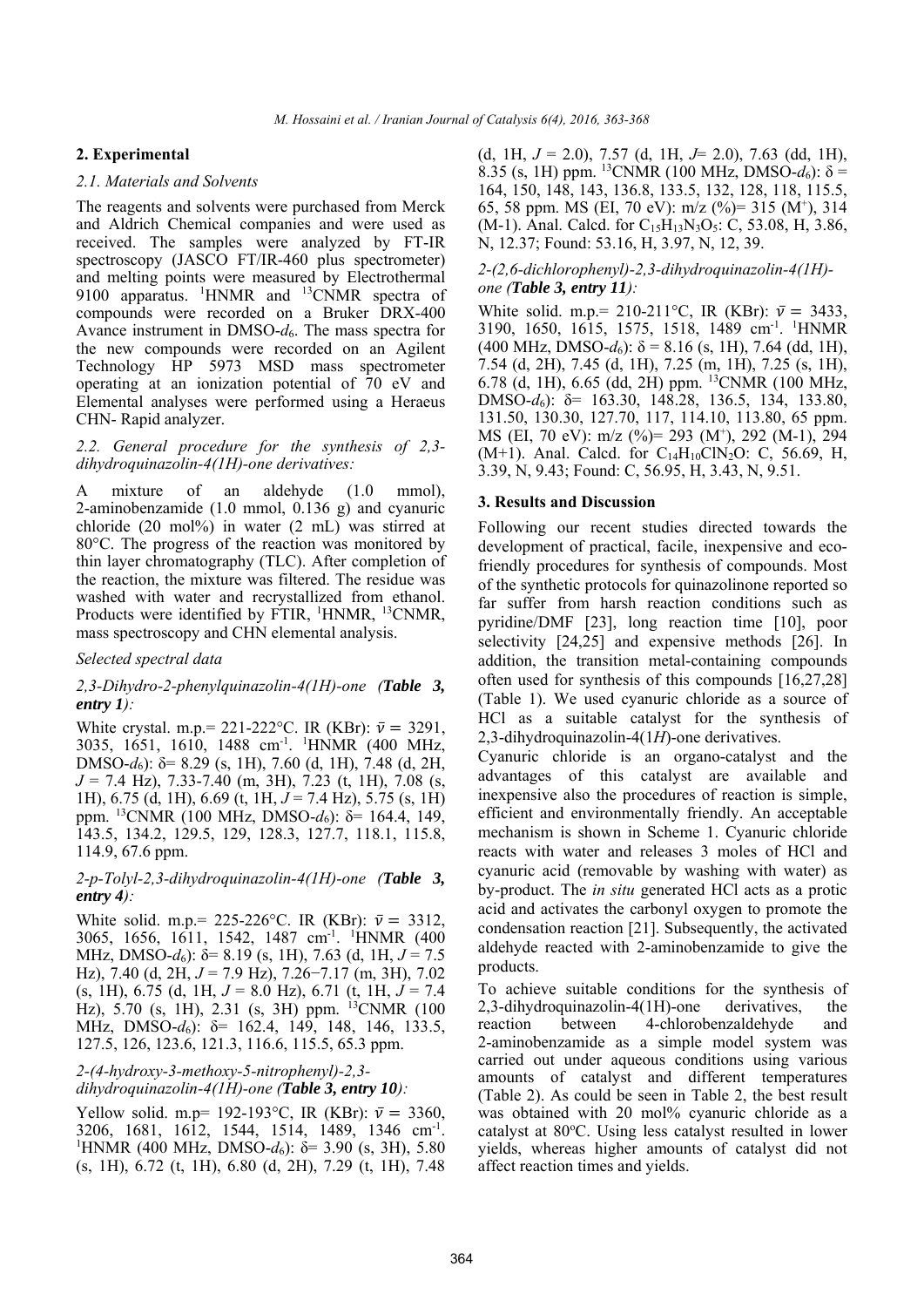## 2. Experimental

### 2.1. Materials and Solvents

The reagents and solvents were purchased from Merck and Aldrich Chemical companies and were used as received. The samples were analyzed by FT-IR spectroscopy (JASCO FT/IR-460 plus spectrometer) and melting points were measured by Electrothermal 9100 apparatus. $^1$HNMR and $^{13}$CNMR spectra of compounds were recorded on a Bruker DRX-400 Avance instrument in DMSO-$d_6$. The mass spectra for the new compounds were recorded on an Agilent Technology HP 5973 MSD mass spectrometer operating at an ionization potential of 70 eV and Elemental analyses were performed using a Heraeus CHN- Rapid analyzer.

### 2.2. General procedure for the synthesis of 2,3-dihydroquinazolin-4(1H)-one derivatives:

A mixture of an aldehyde (1.0 mmol), 2-aminobenzamide (1.0 mmol, 0.136 g) and cyanuric chloride (20 mol%) in water (2 mL) was stirred at 80°C. The progress of the reaction was monitored by thin layer chromatography (TLC). After completion of the reaction, the mixture was filtered. The residue was washed with water and recrystallized from ethanol. Products were identified by FTIR, $^1$HNMR, $^{13}$CNMR, mass spectroscopy and CHN elemental analysis.

*Selected spectral data*

*2,3-Dihydro-2-phenylquinazolin-4(1H)-one (**Table 3, entry 1**):*

White crystal. m.p.= 221-222°C. IR (KBr): $\bar{\nu}$ = 3291, 3035, 1651, 1610, 1488 cm$^{-1}$. $^1$HNMR (400 MHz, DMSO-$d_6$): δ= 8.29 (s, 1H), 7.60 (d, 1H), 7.48 (d, 2H, $J$ = 7.4 Hz), 7.33-7.40 (m, 3H), 7.23 (t, 1H), 7.08 (s, 1H), 6.75 (d, 1H), 6.69 (t, 1H, $J$ = 7.4 Hz), 5.75 (s, 1H) ppm. $^{13}$CNMR (100 MHz, DMSO-$d_6$): δ= 164.4, 149, 143.5, 134.2, 129.5, 129, 128.3, 127.7, 118.1, 115.8, 114.9, 67.6 ppm.

*2-p-Tolyl-2,3-dihydroquinazolin-4(1H)-one (**Table 3, entry 4**):*

White solid. m.p.= 225-226°C. IR (KBr): $\bar{\nu}$ = 3312, 3065, 1656, 1611, 1542, 1487 cm$^{-1}$. $^1$HNMR (400 MHz, DMSO-$d_6$): δ= 8.19 (s, 1H), 7.63 (d, 1H, $J$ = 7.5 Hz), 7.40 (d, 2H, $J$ = 7.9 Hz), 7.26−7.17 (m, 3H), 7.02 (s, 1H), 6.75 (d, 1H, $J$ = 8.0 Hz), 6.71 (t, 1H, $J$ = 7.4 Hz), 5.70 (s, 1H), 2.31 (s, 3H) ppm. $^{13}$CNMR (100 MHz, DMSO-$d_6$): δ= 162.4, 149, 148, 146, 133.5, 127.5, 126, 123.6, 121.3, 116.6, 115.5, 65.3 ppm.

*2-(4-hydroxy-3-methoxy-5-nitrophenyl)-2,3-dihydroquinazolin-4(1H)-one (**Table 3, entry 10**):*

Yellow solid. m.p= 192-193°C, IR (KBr): $\bar{\nu}$ = 3360, 3206, 1681, 1612, 1544, 1514, 1489, 1346 cm$^{-1}$. $^1$HNMR (400 MHz, DMSO-$d_6$): δ= 3.90 (s, 3H), 5.80 (s, 1H), 6.72 (t, 1H), 6.80 (d, 2H), 7.29 (t, 1H), 7.48 (d, 1H, $J$ = 2.0), 7.57 (d, 1H, $J$= 2.0), 7.63 (dd, 1H), 8.35 (s, 1H) ppm. $^{13}$CNMR (100 MHz, DMSO-$d_6$): δ = 164, 150, 148, 143, 136.8, 133.5, 132, 128, 118, 115.5, 65, 58 ppm. MS (EI, 70 eV): m/z (%)= 315 (M$^+$), 314 (M-1). Anal. Calcd. for $C_{15}H_{13}N_3O_5$: C, 53.08, H, 3.86, N, 12.37; Found: 53.16, H, 3.97, N, 12, 39.

*2-(2,6-dichlorophenyl)-2,3-dihydroquinazolin-4(1H)-one (**Table 3, entry 11**):*

White solid. m.p.= 210-211°C, IR (KBr): $\bar{\nu}$ = 3433, 3190, 1650, 1615, 1575, 1518, 1489 cm$^{-1}$. $^1$HNMR (400 MHz, DMSO-$d_6$): δ = 8.16 (s, 1H), 7.64 (dd, 1H), 7.54 (d, 2H), 7.45 (d, 1H), 7.25 (m, 1H), 7.25 (s, 1H), 6.78 (d, 1H), 6.65 (dd, 2H) ppm. $^{13}$CNMR (100 MHz, DMSO-$d_6$): δ= 163.30, 148.28, 136.5, 134, 133.80, 131.50, 130.30, 127.70, 117, 114.10, 113.80, 65 ppm. MS (EI, 70 eV): m/z (%)= 293 (M$^+$), 292 (M-1), 294 (M+1). Anal. Calcd. for $C_{14}H_{10}ClN_2O$: C, 56.69, H, 3.39, N, 9.43; Found: C, 56.95, H, 3.43, N, 9.51.

## 3. Results and Discussion

Following our recent studies directed towards the development of practical, facile, inexpensive and eco-friendly procedures for synthesis of compounds. Most of the synthetic protocols for quinazolinone reported so far suffer from harsh reaction conditions such as pyridine/DMF [23], long reaction time [10], poor selectivity [24,25] and expensive methods [26]. In addition, the transition metal-containing compounds often used for synthesis of this compounds [16,27,28] (Table 1). We used cyanuric chloride as a source of HCl as a suitable catalyst for the synthesis of 2,3-dihydroquinazolin-4(1*H*)-one derivatives.

Cyanuric chloride is an organo-catalyst and the advantages of this catalyst are available and inexpensive also the procedures of reaction is simple, efficient and environmentally friendly. An acceptable mechanism is shown in Scheme 1. Cyanuric chloride reacts with water and releases 3 moles of HCl and cyanuric acid (removable by washing with water) as by-product. The *in situ* generated HCl acts as a protic acid and activates the carbonyl oxygen to promote the condensation reaction [21]. Subsequently, the activated aldehyde reacted with 2-aminobenzamide to give the products.

To achieve suitable conditions for the synthesis of 2,3-dihydroquinazolin-4(1H)-one derivatives, the reaction between 4-chlorobenzaldehyde and 2-aminobenzamide as a simple model system was carried out under aqueous conditions using various amounts of catalyst and different temperatures (Table 2). As could be seen in Table 2, the best result was obtained with 20 mol% cyanuric chloride as a catalyst at 80ºC. Using less catalyst resulted in lower yields, whereas higher amounts of catalyst did not affect reaction times and yields.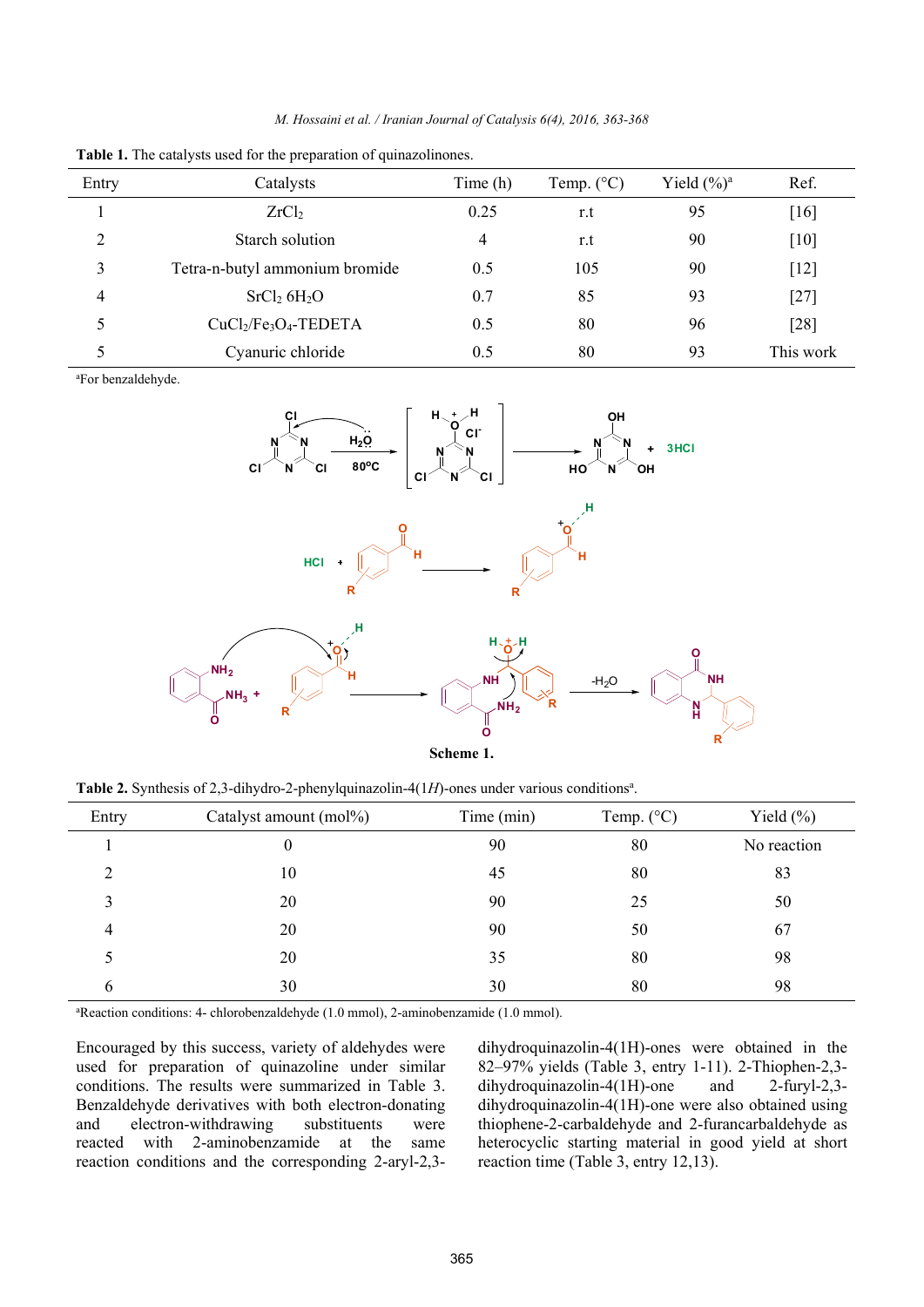**Table 1.** The catalysts used for the preparation of quinazolinones.

| Entry | Catalysts | Time (h) | Temp. (°C) | Yield (%)[a] | Ref. |
|---|---|---|---|---|---|
| 1 | $ZrCl_2$ | 0.25 | r.t | 95 | [16] |
| 2 | Starch solution | 4 | r.t | 90 | [10] |
| 3 | Tetra-n-butyl ammonium bromide | 0.5 | 105 | 90 | [12] |
| 4 | $SrCl_2$ $6H_2O$ | 0.7 | 85 | 93 | [27] |
| 5 | $CuCl_2/Fe_3O_4$-TEDETA | 0.5 | 80 | 96 | [28] |
| 5 | Cyanuric chloride | 0.5 | 80 | 93 | This work |

[a]For benzaldehyde.

**Scheme 1.**

**Table 2.** Synthesis of 2,3-dihydro-2-phenylquinazolin-4(1*H*)-ones under various conditions[a].

| Entry | Catalyst amount (mol%) | Time (min) | Temp. (°C) | Yield (%) |
|---|---|---|---|---|
| 1 | 0 | 90 | 80 | No reaction |
| 2 | 10 | 45 | 80 | 83 |
| 3 | 20 | 90 | 25 | 50 |
| 4 | 20 | 90 | 50 | 67 |
| 5 | 20 | 35 | 80 | 98 |
| 6 | 30 | 30 | 80 | 98 |

[a]Reaction conditions: 4- chlorobenzaldehyde (1.0 mmol), 2-aminobenzamide (1.0 mmol).

Encouraged by this success, variety of aldehydes were used for preparation of quinazoline under similar conditions. The results were summarized in Table 3. Benzaldehyde derivatives with both electron-donating and electron-withdrawing substituents were reacted with 2-aminobenzamide at the same reaction conditions and the corresponding 2-aryl-2,3-dihydroquinazolin-4(1H)-ones were obtained in the 82–97% yields (Table 3, entry 1-11). 2-Thiophen-2,3-dihydroquinazolin-4(1H)-one and 2-furyl-2,3-dihydroquinazolin-4(1H)-one were also obtained using thiophene-2-carbaldehyde and 2-furancarbaldehyde as heterocyclic starting material in good yield at short reaction time (Table 3, entry 12,13).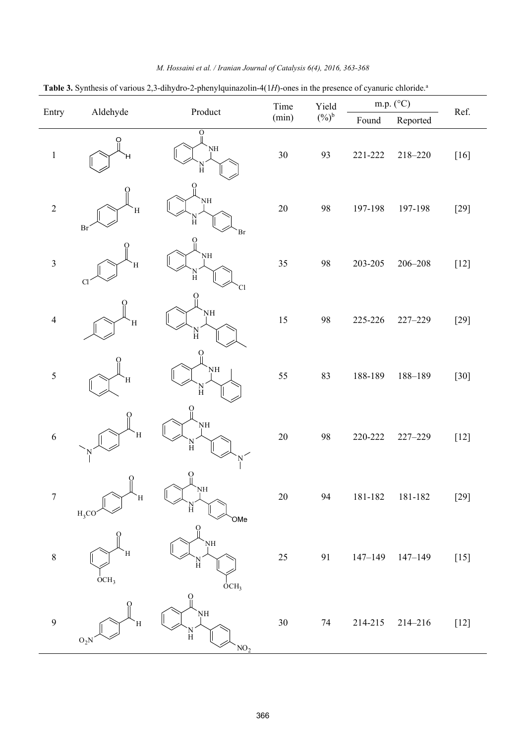**Table 3.** Synthesis of various 2,3-dihydro-2-phenylquinazolin-4(1*H*)-ones in the presence of cyanuric chloride.[a]

| Entry | Aldehyde | Product | Time (min) | Yield (%)[b] | m.p. (°C) | | Ref. |
|---|---|---|---|---|---|---|---|
| | | | | | Found | Reported | |
| 1 | | | 30 | 93 | 221-222 | 218–220 | [16] |
| 2 | Br | Br | 20 | 98 | 197-198 | 197-198 | [29] |
| 3 | Cl | Cl | 35 | 98 | 203-205 | 206–208 | [12] |
| 4 | | | 15 | 98 | 225-226 | 227–229 | [29] |
| 5 | | | 55 | 83 | 188-189 | 188–189 | [30] |
| 6 | | | 20 | 98 | 220-222 | 227–229 | [12] |
| 7 | $H_3CO$ | OMe | 20 | 94 | 181-182 | 181-182 | [29] |
| 8 | $OCH_3$ | $OCH_3$ | 25 | 91 | 147–149 | 147–149 | [15] |
| 9 | $O_2N$ | $NO_2$ | 30 | 74 | 214-215 | 214–216 | [12] |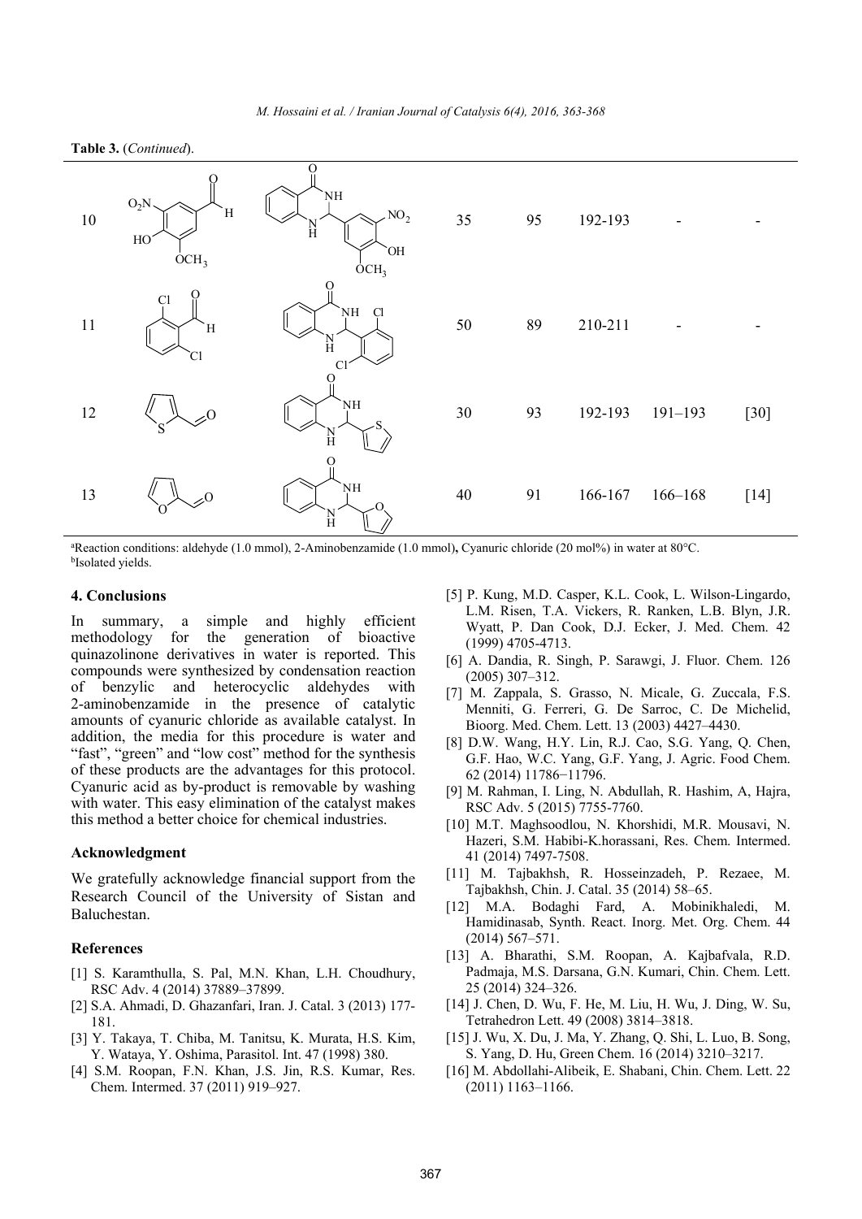**Table 3.** (*Continued*).

| Entry | Aldehyde | Product | Time (min) | Yield (%)[b] | m.p. (°C) Found | m.p. (°C) Reported | Ref. |
|---|---|---|---|---|---|---|---|
| 10 | 4-hydroxy-3-methoxy-5-nitrobenzaldehyde | 2-(4-hydroxy-3-methoxy-5-nitrophenyl)-2,3-dihydroquinazolin-4(1H)-one | 35 | 95 | 192-193 | - | - |
| 11 | 2,6-dichlorobenzaldehyde | 2-(2,6-dichlorophenyl)-2,3-dihydroquinazolin-4(1H)-one | 50 | 89 | 210-211 | - | - |
| 12 | thiophene-2-carbaldehyde | 2-(thiophen-2-yl)-2,3-dihydroquinazolin-4(1H)-one | 30 | 93 | 192-193 | 191–193 | [30] |
| 13 | furan-2-carbaldehyde | 2-(furan-2-yl)-2,3-dihydroquinazolin-4(1H)-one | 40 | 91 | 166-167 | 166–168 | [14] |

[a]Reaction conditions: aldehyde (1.0 mmol), 2-Aminobenzamide (1.0 mmol), Cyanuric chloride (20 mol%) in water at 80°C.
[b]Isolated yields.

## 4. Conclusions

In summary, a simple and highly efficient methodology for the generation of bioactive quinazolinone derivatives in water is reported. This compounds were synthesized by condensation reaction of benzylic and heterocyclic aldehydes with 2-aminobenzamide in the presence of catalytic amounts of cyanuric chloride as available catalyst. In addition, the media for this procedure is water and "fast", "green" and "low cost" method for the synthesis of these products are the advantages for this protocol. Cyanuric acid as by-product is removable by washing with water. This easy elimination of the catalyst makes this method a better choice for chemical industries.

## Acknowledgment

We gratefully acknowledge financial support from the Research Council of the University of Sistan and Baluchestan.

## References

[1] S. Karamthulla, S. Pal, M.N. Khan, L.H. Choudhury, RSC Adv. 4 (2014) 37889–37899.

[2] S.A. Ahmadi, D. Ghazanfari, Iran. J. Catal. 3 (2013) 177-181.

[3] Y. Takaya, T. Chiba, M. Tanitsu, K. Murata, H.S. Kim, Y. Wataya, Y. Oshima, Parasitol. Int. 47 (1998) 380.

[4] S.M. Roopan, F.N. Khan, J.S. Jin, R.S. Kumar, Res. Chem. Intermed. 37 (2011) 919–927.

[5] P. Kung, M.D. Casper, K.L. Cook, L. Wilson-Lingardo, L.M. Risen, T.A. Vickers, R. Ranken, L.B. Blyn, J.R. Wyatt, P. Dan Cook, D.J. Ecker, J. Med. Chem. 42 (1999) 4705-4713.

[6] A. Dandia, R. Singh, P. Sarawgi, J. Fluor. Chem. 126 (2005) 307–312.

[7] M. Zappala, S. Grasso, N. Micale, G. Zuccala, F.S. Menniti, G. Ferreri, G. De Sarroc, C. De Michelid, Bioorg. Med. Chem. Lett. 13 (2003) 4427–4430.

[8] D.W. Wang, H.Y. Lin, R.J. Cao, S.G. Yang, Q. Chen, G.F. Hao, W.C. Yang, G.F. Yang, J. Agric. Food Chem. 62 (2014) 11786−11796.

[9] M. Rahman, I. Ling, N. Abdullah, R. Hashim, A, Hajra, RSC Adv. 5 (2015) 7755-7760.

[10] M.T. Maghsoodlou, N. Khorshidi, M.R. Mousavi, N. Hazeri, S.M. Habibi-K.horassani, Res. Chem. Intermed. 41 (2014) 7497-7508.

[11] M. Tajbakhsh, R. Hosseinzadeh, P. Rezaee, M. Tajbakhsh, Chin. J. Catal. 35 (2014) 58–65.

[12] M.A. Bodaghi Fard, A. Mobinikhaledi, M. Hamidinasab, Synth. React. Inorg. Met. Org. Chem. 44 (2014) 567–571.

[13] A. Bharathi, S.M. Roopan, A. Kajbafvala, R.D. Padmaja, M.S. Darsana, G.N. Kumari, Chin. Chem. Lett. 25 (2014) 324–326.

[14] J. Chen, D. Wu, F. He, M. Liu, H. Wu, J. Ding, W. Su, Tetrahedron Lett. 49 (2008) 3814–3818.

[15] J. Wu, X. Du, J. Ma, Y. Zhang, Q. Shi, L. Luo, B. Song, S. Yang, D. Hu, Green Chem. 16 (2014) 3210–3217.

[16] M. Abdollahi-Alibeik, E. Shabani, Chin. Chem. Lett. 22 (2011) 1163–1166.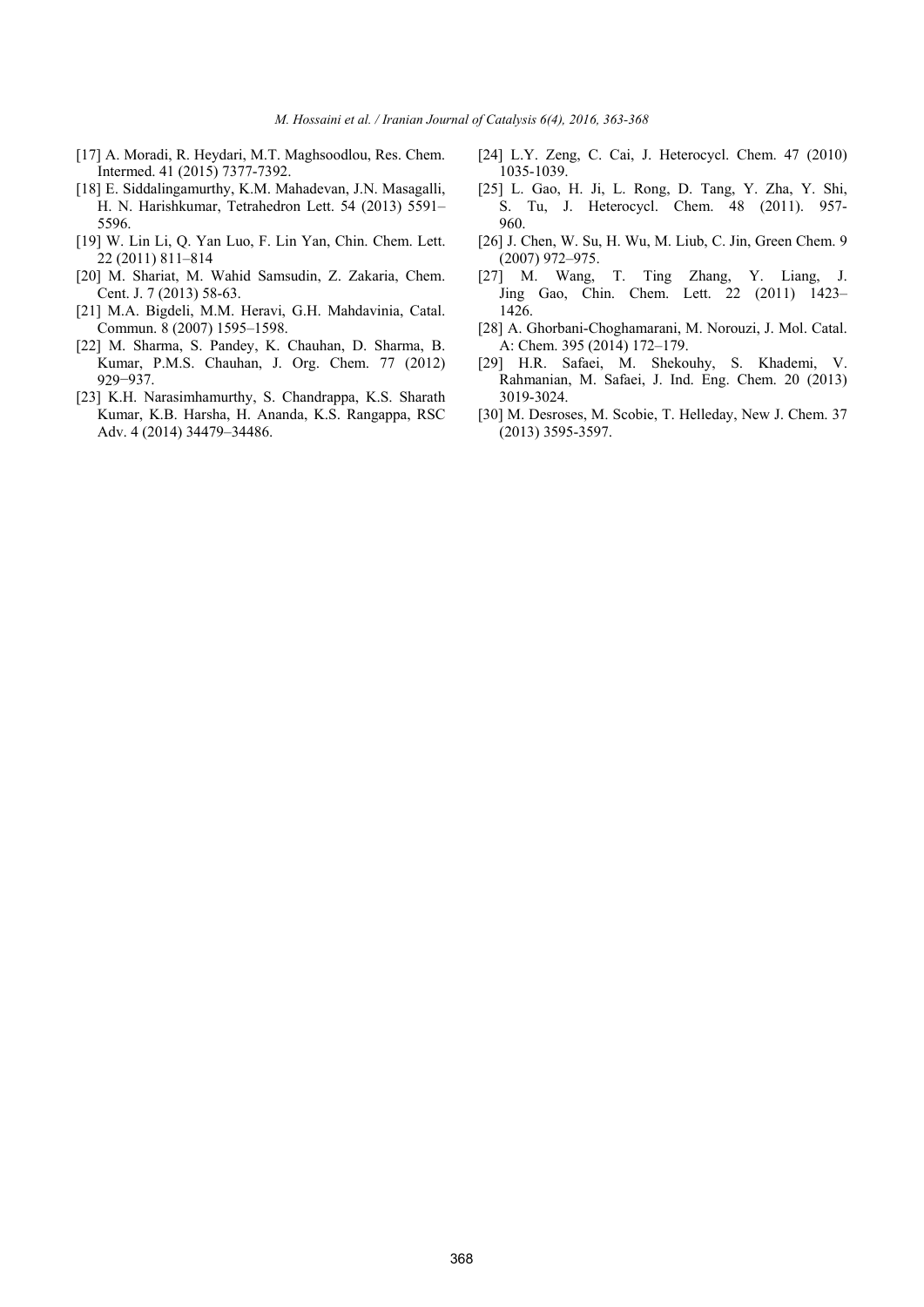[17] A. Moradi, R. Heydari, M.T. Maghsoodlou, Res. Chem. Intermed. 41 (2015) 7377-7392.

[18] E. Siddalingamurthy, K.M. Mahadevan, J.N. Masagalli, H. N. Harishkumar, Tetrahedron Lett. 54 (2013) 5591–5596.

[19] W. Lin Li, Q. Yan Luo, F. Lin Yan, Chin. Chem. Lett. 22 (2011) 811–814

[20] M. Shariat, M. Wahid Samsudin, Z. Zakaria, Chem. Cent. J. 7 (2013) 58-63.

[21] M.A. Bigdeli, M.M. Heravi, G.H. Mahdavinia, Catal. Commun. 8 (2007) 1595–1598.

[22] M. Sharma, S. Pandey, K. Chauhan, D. Sharma, B. Kumar, P.M.S. Chauhan, J. Org. Chem. 77 (2012) 929−937.

[23] K.H. Narasimhamurthy, S. Chandrappa, K.S. Sharath Kumar, K.B. Harsha, H. Ananda, K.S. Rangappa, RSC Adv. 4 (2014) 34479–34486.

[24] L.Y. Zeng, C. Cai, J. Heterocycl. Chem. 47 (2010) 1035-1039.

[25] L. Gao, H. Ji, L. Rong, D. Tang, Y. Zha, Y. Shi, S. Tu, J. Heterocycl. Chem. 48 (2011). 957-960.

[26] J. Chen, W. Su, H. Wu, M. Liub, C. Jin, Green Chem. 9 (2007) 972–975.

[27] M. Wang, T. Ting Zhang, Y. Liang, J. Jing Gao, Chin. Chem. Lett. 22 (2011) 1423–1426.

[28] A. Ghorbani-Choghamarani, M. Norouzi, J. Mol. Catal. A: Chem. 395 (2014) 172–179.

[29] H.R. Safaei, M. Shekouhy, S. Khademi, V. Rahmanian, M. Safaei, J. Ind. Eng. Chem. 20 (2013) 3019-3024.

[30] M. Desroses, M. Scobie, T. Helleday, New J. Chem. 37 (2013) 3595-3597.